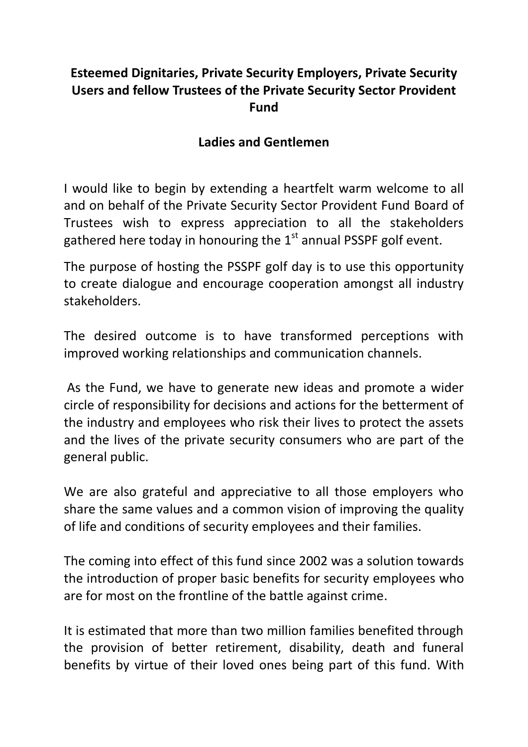**Esteemed Dignitaries, Private Security Employers, Private Security Users and fellow Trustees of the Private Security Sector Provident Fund**

**Ladies and Gentlemen**

I would like to begin by extending a heartfelt warm welcome to all and on behalf of the Private Security Sector Provident Fund Board of Trustees wish to express appreciation to all the stakeholders gathered here today in honouring the 1st annual PSSPF golf event.

The purpose of hosting the PSSPF golf day is to use this opportunity to create dialogue and encourage cooperation amongst all industry stakeholders.

The desired outcome is to have transformed perceptions with improved working relationships and communication channels.

As the Fund, we have to generate new ideas and promote a wider circle of responsibility for decisions and actions for the betterment of the industry and employees who risk their lives to protect the assets and the lives of the private security consumers who are part of the general public.

We are also grateful and appreciative to all those employers who share the same values and a common vision of improving the quality of life and conditions of security employees and their families.

The coming into effect of this fund since 2002 was a solution towards the introduction of proper basic benefits for security employees who are for most on the frontline of the battle against crime.

It is estimated that more than two million families benefited through the provision of better retirement, disability, death and funeral benefits by virtue of their loved ones being part of this fund. With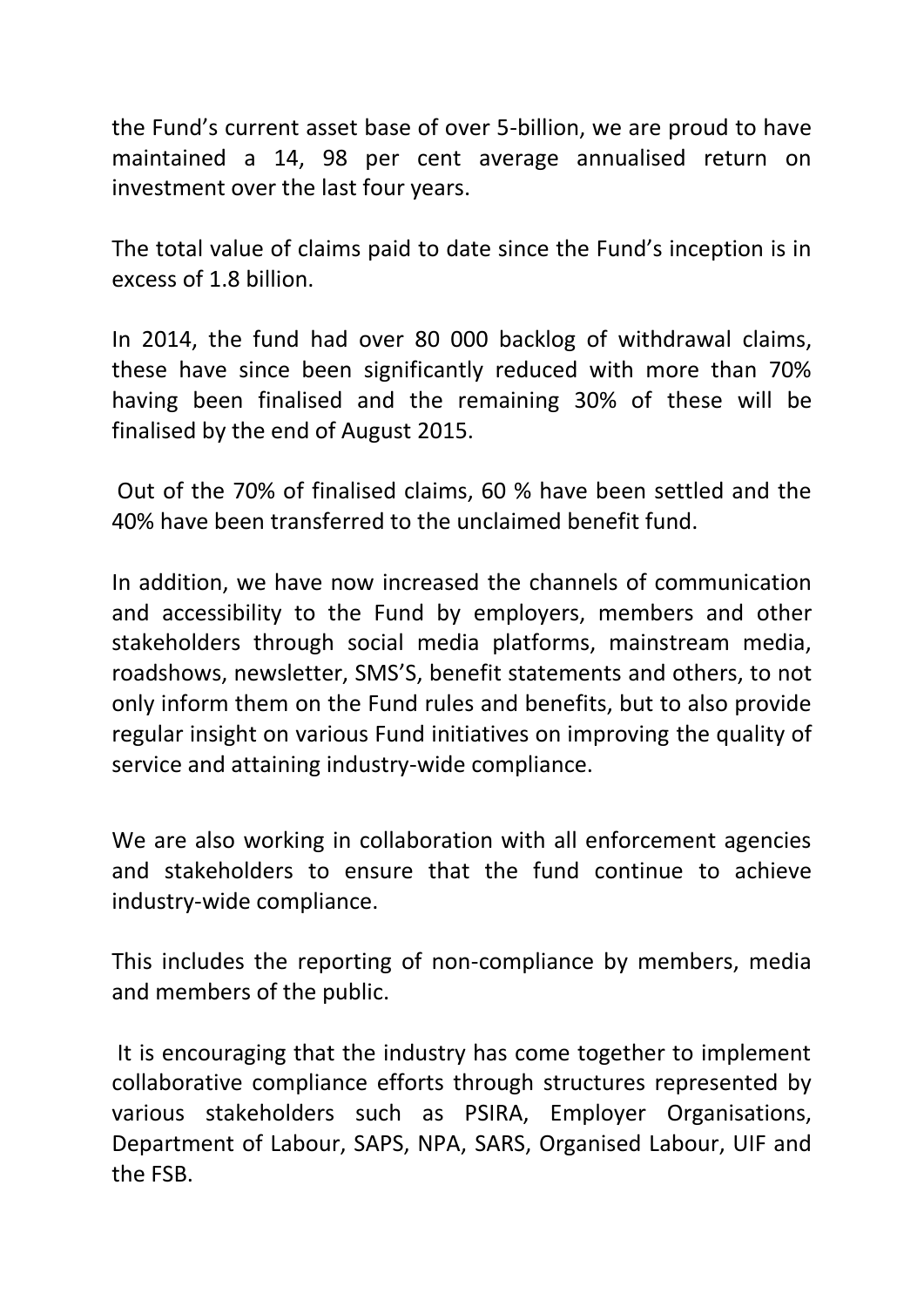the Fund's current asset base of over 5-billion, we are proud to have maintained a 14, 98 per cent average annualised return on investment over the last four years.

The total value of claims paid to date since the Fund's inception is in excess of 1.8 billion.

In 2014, the fund had over 80 000 backlog of withdrawal claims, these have since been significantly reduced with more than 70% having been finalised and the remaining 30% of these will be finalised by the end of August 2015.

Out of the 70% of finalised claims, 60 % have been settled and the 40% have been transferred to the unclaimed benefit fund.

In addition, we have now increased the channels of communication and accessibility to the Fund by employers, members and other stakeholders through social media platforms, mainstream media, roadshows, newsletter, SMS'S, benefit statements and others, to not only inform them on the Fund rules and benefits, but to also provide regular insight on various Fund initiatives on improving the quality of service and attaining industry-wide compliance.

We are also working in collaboration with all enforcement agencies and stakeholders to ensure that the fund continue to achieve industry-wide compliance.

This includes the reporting of non-compliance by members, media and members of the public.

It is encouraging that the industry has come together to implement collaborative compliance efforts through structures represented by various stakeholders such as PSIRA, Employer Organisations, Department of Labour, SAPS, NPA, SARS, Organised Labour, UIF and the FSB.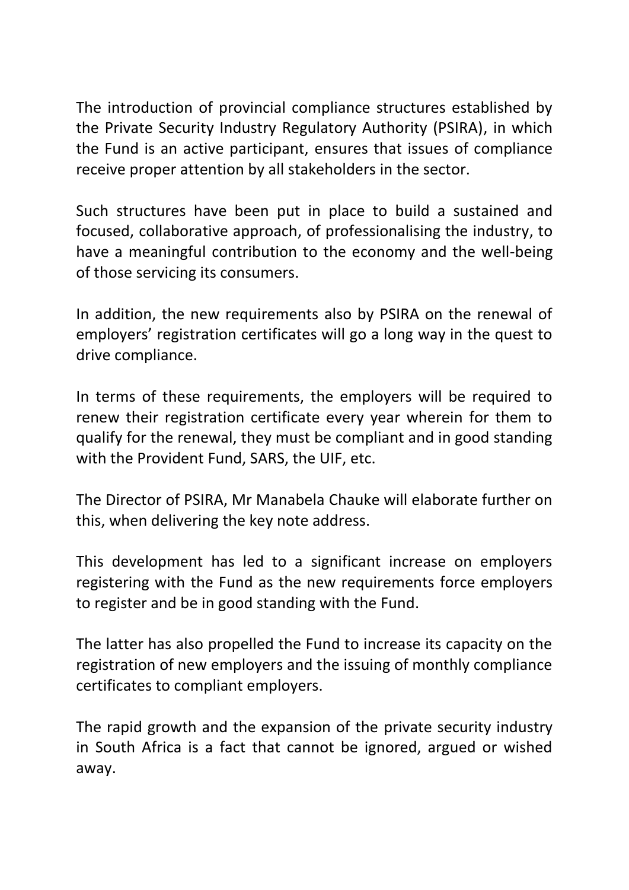The introduction of provincial compliance structures established by the Private Security Industry Regulatory Authority (PSIRA), in which the Fund is an active participant, ensures that issues of compliance receive proper attention by all stakeholders in the sector.

Such structures have been put in place to build a sustained and focused, collaborative approach, of professionalising the industry, to have a meaningful contribution to the economy and the well-being of those servicing its consumers.

In addition, the new requirements also by PSIRA on the renewal of employers' registration certificates will go a long way in the quest to drive compliance.

In terms of these requirements, the employers will be required to renew their registration certificate every year wherein for them to qualify for the renewal, they must be compliant and in good standing with the Provident Fund, SARS, the UIF, etc.

The Director of PSIRA, Mr Manabela Chauke will elaborate further on this, when delivering the key note address.

This development has led to a significant increase on employers registering with the Fund as the new requirements force employers to register and be in good standing with the Fund.

The latter has also propelled the Fund to increase its capacity on the registration of new employers and the issuing of monthly compliance certificates to compliant employers.

The rapid growth and the expansion of the private security industry in South Africa is a fact that cannot be ignored, argued or wished away.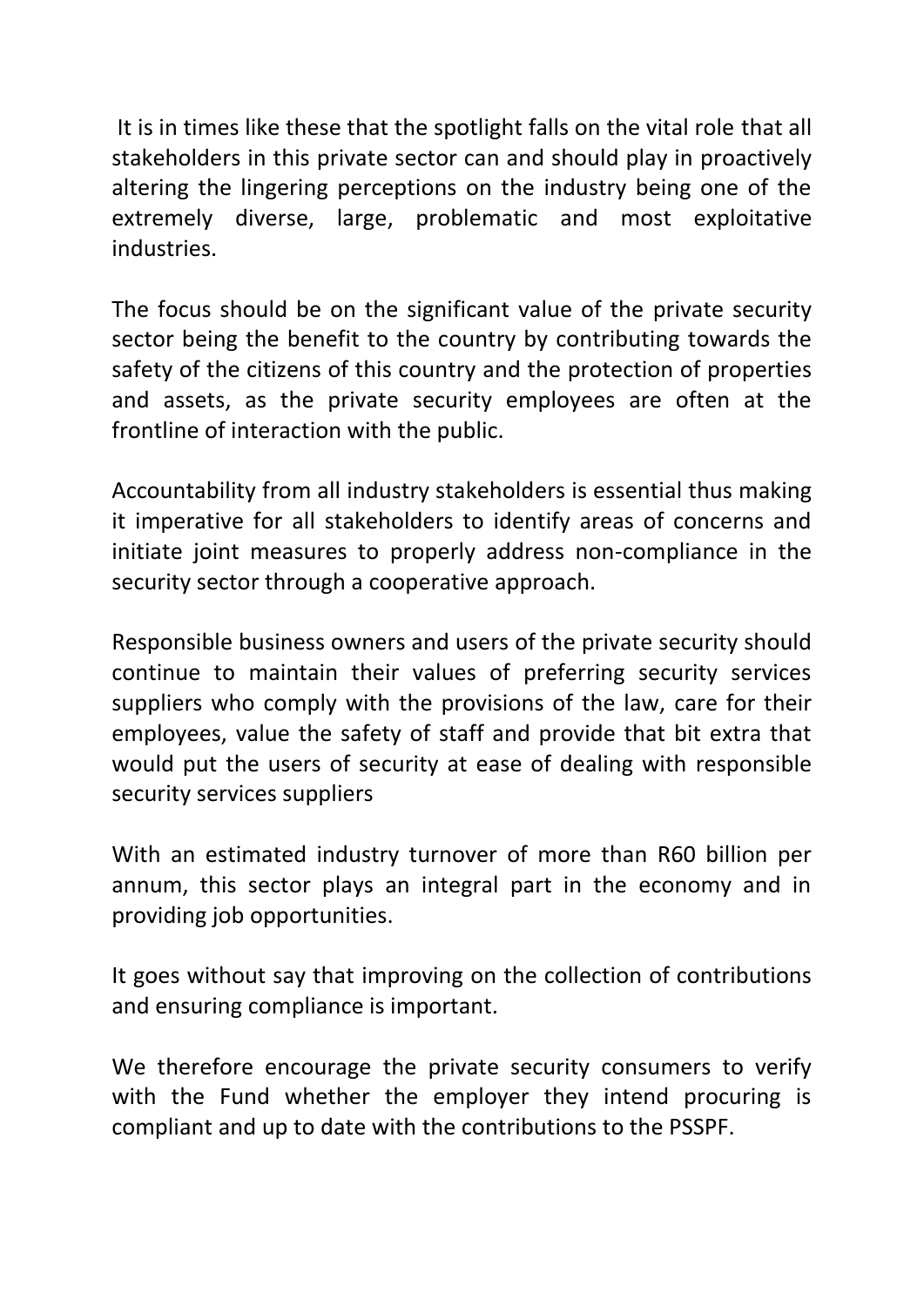It is in times like these that the spotlight falls on the vital role that all stakeholders in this private sector can and should play in proactively altering the lingering perceptions on the industry being one of the extremely diverse, large, problematic and most exploitative industries.

The focus should be on the significant value of the private security sector being the benefit to the country by contributing towards the safety of the citizens of this country and the protection of properties and assets, as the private security employees are often at the frontline of interaction with the public.

Accountability from all industry stakeholders is essential thus making it imperative for all stakeholders to identify areas of concerns and initiate joint measures to properly address non-compliance in the security sector through a cooperative approach.

Responsible business owners and users of the private security should continue to maintain their values of preferring security services suppliers who comply with the provisions of the law, care for their employees, value the safety of staff and provide that bit extra that would put the users of security at ease of dealing with responsible security services suppliers

With an estimated industry turnover of more than R60 billion per annum, this sector plays an integral part in the economy and in providing job opportunities.

It goes without say that improving on the collection of contributions and ensuring compliance is important.

We therefore encourage the private security consumers to verify with the Fund whether the employer they intend procuring is compliant and up to date with the contributions to the PSSPF.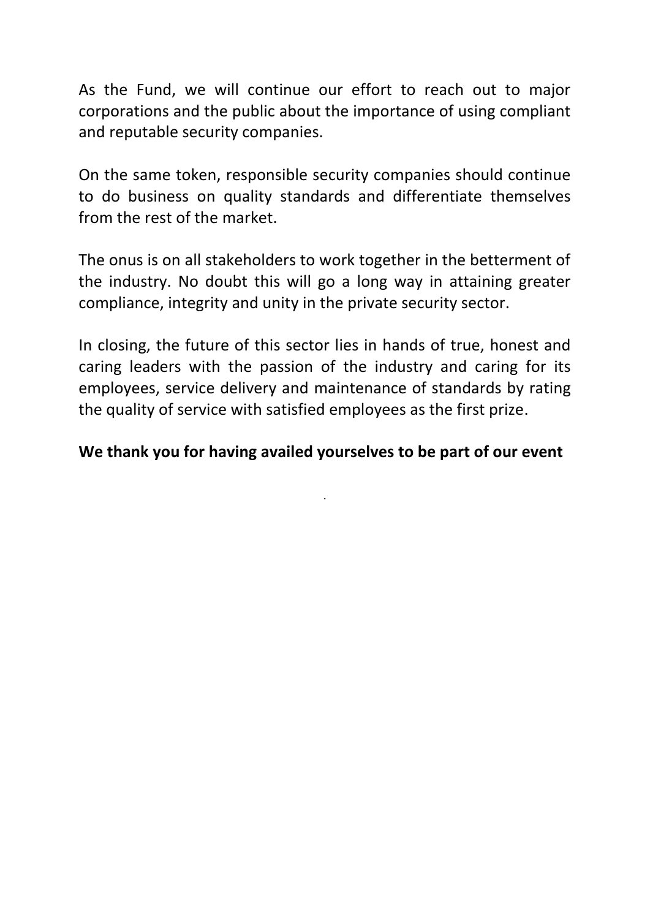As the Fund, we will continue our effort to reach out to major corporations and the public about the importance of using compliant and reputable security companies.

On the same token, responsible security companies should continue to do business on quality standards and differentiate themselves from the rest of the market.

The onus is on all stakeholders to work together in the betterment of the industry. No doubt this will go a long way in attaining greater compliance, integrity and unity in the private security sector.

In closing, the future of this sector lies in hands of true, honest and caring leaders with the passion of the industry and caring for its employees, service delivery and maintenance of standards by rating the quality of service with satisfied employees as the first prize.

**We thank you for having availed yourselves to be part of our event**